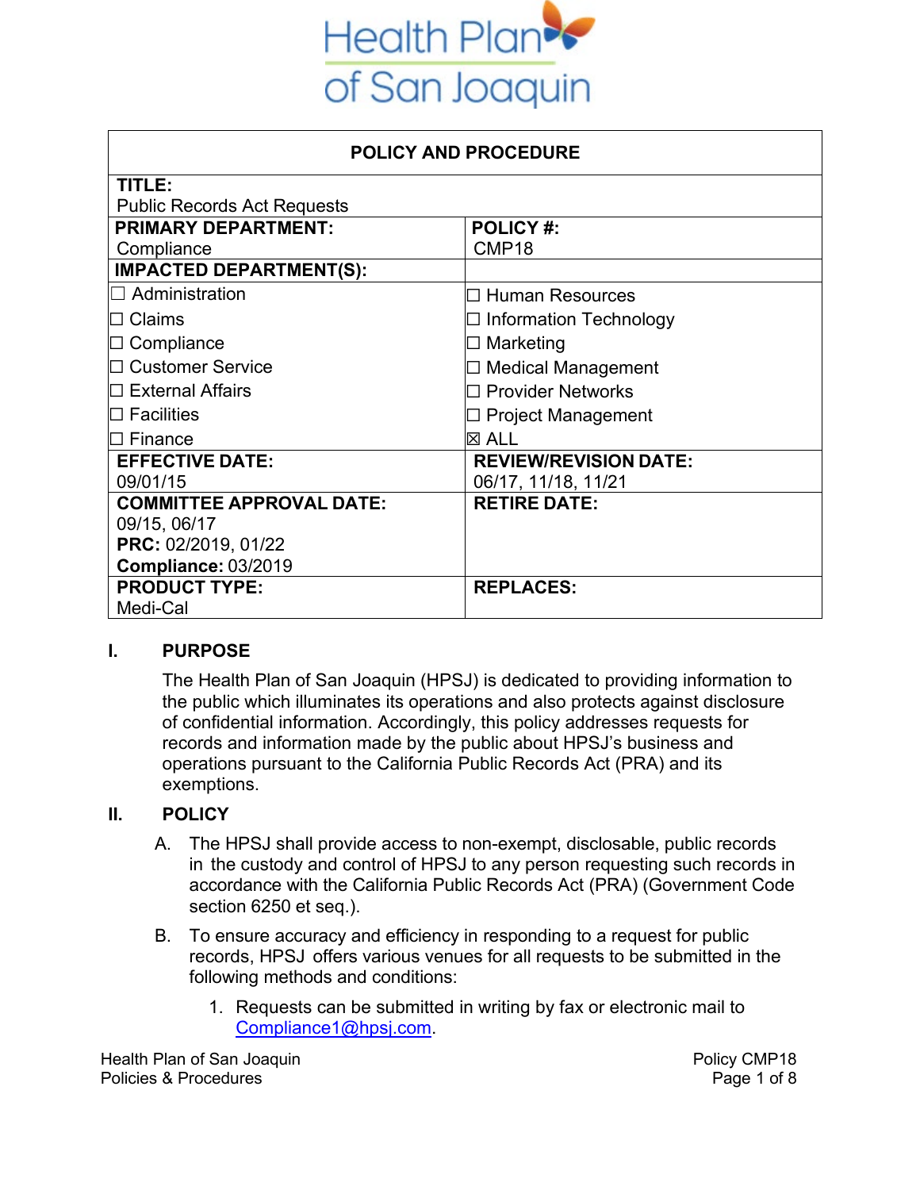Health Plan of San Joaquin

| POLICY AND PROCEDURE | |
|---|---|
| **TITLE:**<br>Public Records Act Requests | |
| **PRIMARY DEPARTMENT:**<br>Compliance | **POLICY #:**<br>CMP18 |
| **IMPACTED DEPARTMENT(S):** | |
| ☐ Administration<br>☐ Claims<br>☐ Compliance<br>☐ Customer Service<br>☐ External Affairs<br>☐ Facilities<br>☐ Finance | ☐ Human Resources<br>☐ Information Technology<br>☐ Marketing<br>☐ Medical Management<br>☐ Provider Networks<br>☐ Project Management<br>☒ ALL |
| **EFFECTIVE DATE:**<br>09/01/15 | **REVIEW/REVISION DATE:**<br>06/17, 11/18, 11/21 |
| **COMMITTEE APPROVAL DATE:**<br>09/15, 06/17<br>**PRC:** 02/2019, 01/22<br>**Compliance:** 03/2019 | **RETIRE DATE:** |
| **PRODUCT TYPE:**<br>Medi-Cal | **REPLACES:** |

## I. PURPOSE

The Health Plan of San Joaquin (HPSJ) is dedicated to providing information to the public which illuminates its operations and also protects against disclosure of confidential information. Accordingly, this policy addresses requests for records and information made by the public about HPSJ's business and operations pursuant to the California Public Records Act (PRA) and its exemptions.

## II. POLICY

A. The HPSJ shall provide access to non-exempt, disclosable, public records in the custody and control of HPSJ to any person requesting such records in accordance with the California Public Records Act (PRA) (Government Code section 6250 et seq.).

B. To ensure accuracy and efficiency in responding to a request for public records, HPSJ offers various venues for all requests to be submitted in the following methods and conditions:

1. Requests can be submitted in writing by fax or electronic mail to Compliance1@hpsj.com.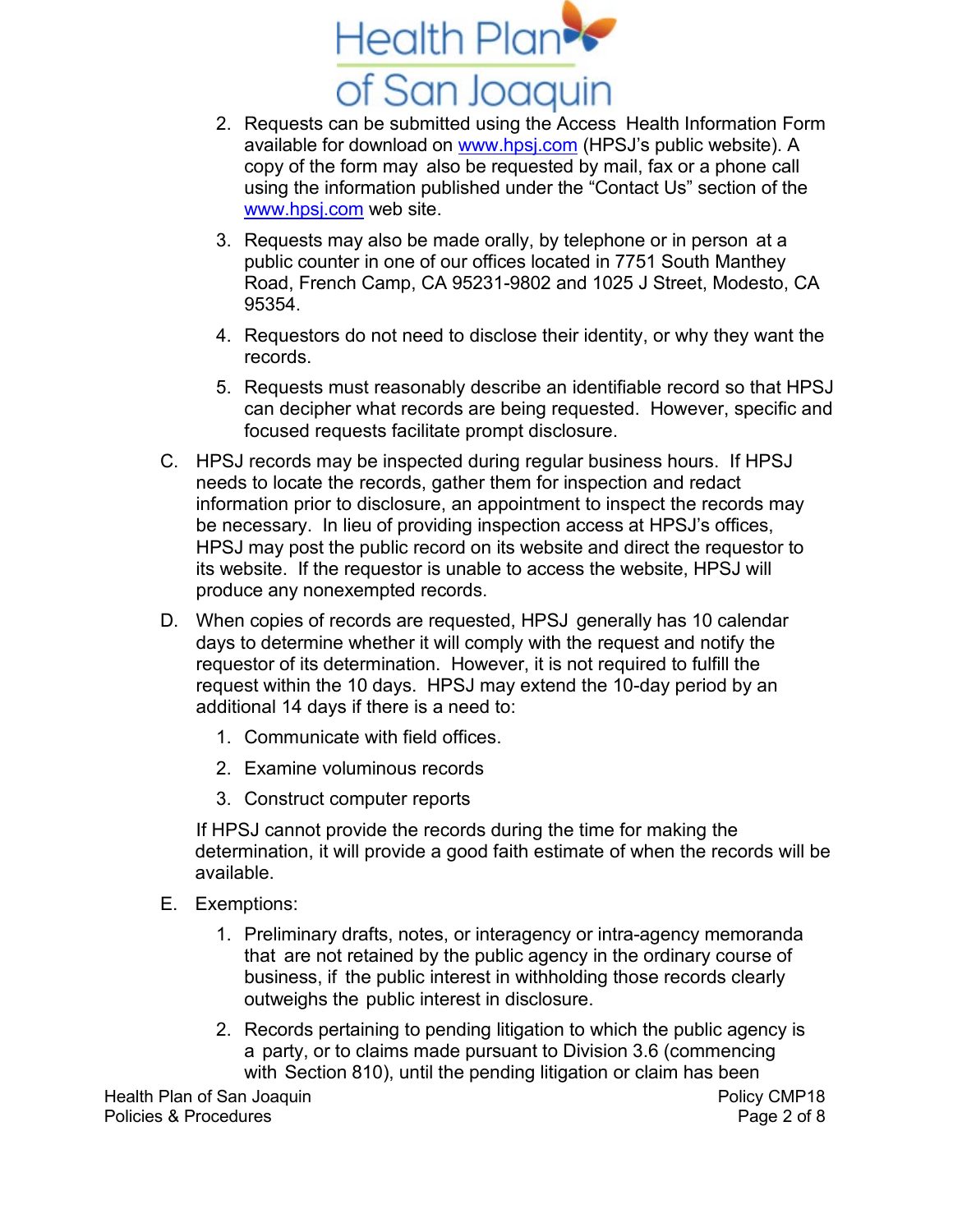2. Requests can be submitted using the Access Health Information Form available for download on [www.hpsj.com](http://www.hpsj.com) (HPSJ's public website). A copy of the form may also be requested by mail, fax or a phone call using the information published under the "Contact Us" section of the [www.hpsj.com](http://www.hpsj.com) web site.

3. Requests may also be made orally, by telephone or in person at a public counter in one of our offices located in 7751 South Manthey Road, French Camp, CA 95231-9802 and 1025 J Street, Modesto, CA 95354.

4. Requestors do not need to disclose their identity, or why they want the records.

5. Requests must reasonably describe an identifiable record so that HPSJ can decipher what records are being requested. However, specific and focused requests facilitate prompt disclosure.

C. HPSJ records may be inspected during regular business hours. If HPSJ needs to locate the records, gather them for inspection and redact information prior to disclosure, an appointment to inspect the records may be necessary. In lieu of providing inspection access at HPSJ's offices, HPSJ may post the public record on its website and direct the requestor to its website. If the requestor is unable to access the website, HPSJ will produce any nonexempted records.

D. When copies of records are requested, HPSJ generally has 10 calendar days to determine whether it will comply with the request and notify the requestor of its determination. However, it is not required to fulfill the request within the 10 days. HPSJ may extend the 10-day period by an additional 14 days if there is a need to:

   1. Communicate with field offices.
   2. Examine voluminous records
   3. Construct computer reports

   If HPSJ cannot provide the records during the time for making the determination, it will provide a good faith estimate of when the records will be available.

E. Exemptions:

   1. Preliminary drafts, notes, or interagency or intra-agency memoranda that are not retained by the public agency in the ordinary course of business, if the public interest in withholding those records clearly outweighs the public interest in disclosure.

   2. Records pertaining to pending litigation to which the public agency is a party, or to claims made pursuant to Division 3.6 (commencing with Section 810), until the pending litigation or claim has been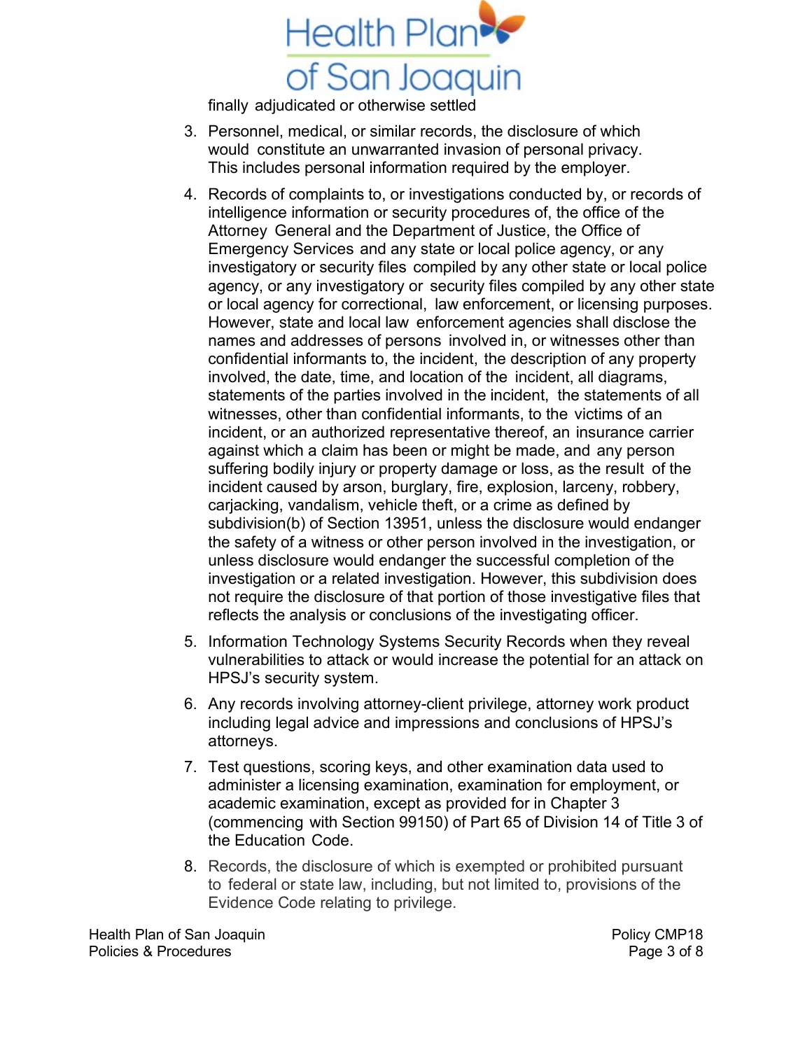finally adjudicated or otherwise settled

3. Personnel, medical, or similar records, the disclosure of which would constitute an unwarranted invasion of personal privacy. This includes personal information required by the employer.

4. Records of complaints to, or investigations conducted by, or records of intelligence information or security procedures of, the office of the Attorney General and the Department of Justice, the Office of Emergency Services and any state or local police agency, or any investigatory or security files compiled by any other state or local police agency, or any investigatory or security files compiled by any other state or local agency for correctional, law enforcement, or licensing purposes. However, state and local law enforcement agencies shall disclose the names and addresses of persons involved in, or witnesses other than confidential informants to, the incident, the description of any property involved, the date, time, and location of the incident, all diagrams, statements of the parties involved in the incident, the statements of all witnesses, other than confidential informants, to the victims of an incident, or an authorized representative thereof, an insurance carrier against which a claim has been or might be made, and any person suffering bodily injury or property damage or loss, as the result of the incident caused by arson, burglary, fire, explosion, larceny, robbery, carjacking, vandalism, vehicle theft, or a crime as defined by subdivision(b) of Section 13951, unless the disclosure would endanger the safety of a witness or other person involved in the investigation, or unless disclosure would endanger the successful completion of the investigation or a related investigation. However, this subdivision does not require the disclosure of that portion of those investigative files that reflects the analysis or conclusions of the investigating officer.

5. Information Technology Systems Security Records when they reveal vulnerabilities to attack or would increase the potential for an attack on HPSJ's security system.

6. Any records involving attorney-client privilege, attorney work product including legal advice and impressions and conclusions of HPSJ's attorneys.

7. Test questions, scoring keys, and other examination data used to administer a licensing examination, examination for employment, or academic examination, except as provided for in Chapter 3 (commencing with Section 99150) of Part 65 of Division 14 of Title 3 of the Education Code.

8. Records, the disclosure of which is exempted or prohibited pursuant to federal or state law, including, but not limited to, provisions of the Evidence Code relating to privilege.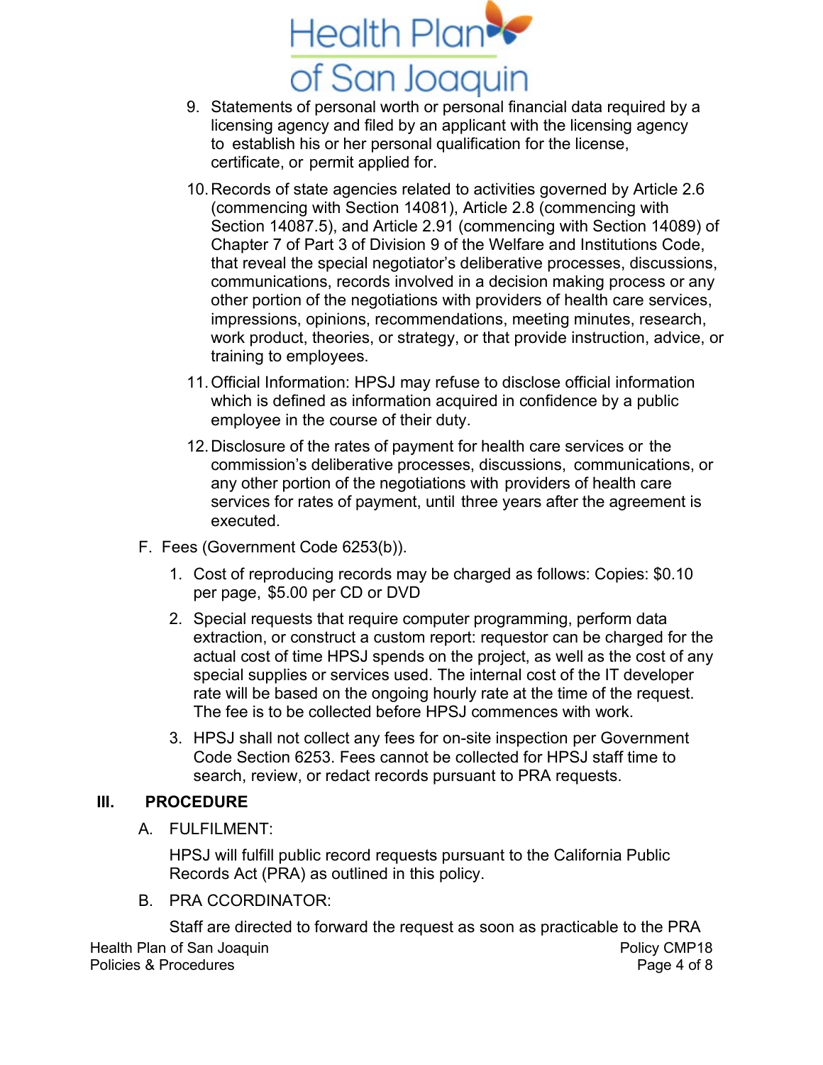9. Statements of personal worth or personal financial data required by a licensing agency and filed by an applicant with the licensing agency to establish his or her personal qualification for the license, certificate, or permit applied for.

10. Records of state agencies related to activities governed by Article 2.6 (commencing with Section 14081), Article 2.8 (commencing with Section 14087.5), and Article 2.91 (commencing with Section 14089) of Chapter 7 of Part 3 of Division 9 of the Welfare and Institutions Code, that reveal the special negotiator's deliberative processes, discussions, communications, records involved in a decision making process or any other portion of the negotiations with providers of health care services, impressions, opinions, recommendations, meeting minutes, research, work product, theories, or strategy, or that provide instruction, advice, or training to employees.

11. Official Information: HPSJ may refuse to disclose official information which is defined as information acquired in confidence by a public employee in the course of their duty.

12. Disclosure of the rates of payment for health care services or the commission's deliberative processes, discussions, communications, or any other portion of the negotiations with providers of health care services for rates of payment, until three years after the agreement is executed.

F. Fees (Government Code 6253(b)).

1. Cost of reproducing records may be charged as follows: Copies: $0.10 per page, $5.00 per CD or DVD

2. Special requests that require computer programming, perform data extraction, or construct a custom report: requestor can be charged for the actual cost of time HPSJ spends on the project, as well as the cost of any special supplies or services used. The internal cost of the IT developer rate will be based on the ongoing hourly rate at the time of the request. The fee is to be collected before HPSJ commences with work.

3. HPSJ shall not collect any fees for on-site inspection per Government Code Section 6253. Fees cannot be collected for HPSJ staff time to search, review, or redact records pursuant to PRA requests.

## III. PROCEDURE

A. FULFILMENT:

HPSJ will fulfill public record requests pursuant to the California Public Records Act (PRA) as outlined in this policy.

B. PRA CCORDINATOR:

Staff are directed to forward the request as soon as practicable to the PRA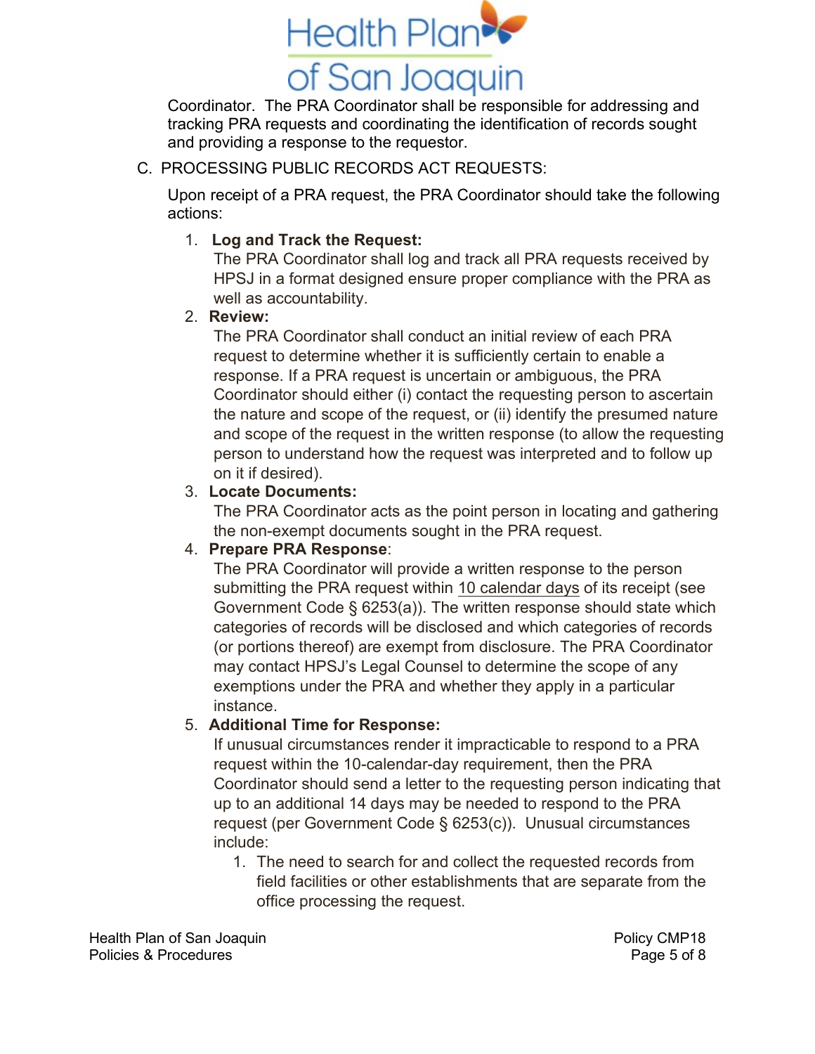Coordinator. The PRA Coordinator shall be responsible for addressing and tracking PRA requests and coordinating the identification of records sought and providing a response to the requestor.

C. PROCESSING PUBLIC RECORDS ACT REQUESTS:

Upon receipt of a PRA request, the PRA Coordinator should take the following actions:

1. **Log and Track the Request:**
   The PRA Coordinator shall log and track all PRA requests received by HPSJ in a format designed ensure proper compliance with the PRA as well as accountability.
2. **Review:**
   The PRA Coordinator shall conduct an initial review of each PRA request to determine whether it is sufficiently certain to enable a response. If a PRA request is uncertain or ambiguous, the PRA Coordinator should either (i) contact the requesting person to ascertain the nature and scope of the request, or (ii) identify the presumed nature and scope of the request in the written response (to allow the requesting person to understand how the request was interpreted and to follow up on it if desired).
3. **Locate Documents:**
   The PRA Coordinator acts as the point person in locating and gathering the non-exempt documents sought in the PRA request.
4. **Prepare PRA Response**:
   The PRA Coordinator will provide a written response to the person submitting the PRA request within 10 calendar days of its receipt (see Government Code § 6253(a)). The written response should state which categories of records will be disclosed and which categories of records (or portions thereof) are exempt from disclosure. The PRA Coordinator may contact HPSJ's Legal Counsel to determine the scope of any exemptions under the PRA and whether they apply in a particular instance.
5. **Additional Time for Response:**
   If unusual circumstances render it impracticable to respond to a PRA request within the 10-calendar-day requirement, then the PRA Coordinator should send a letter to the requesting person indicating that up to an additional 14 days may be needed to respond to the PRA request (per Government Code § 6253(c)). Unusual circumstances include:
   1. The need to search for and collect the requested records from field facilities or other establishments that are separate from the office processing the request.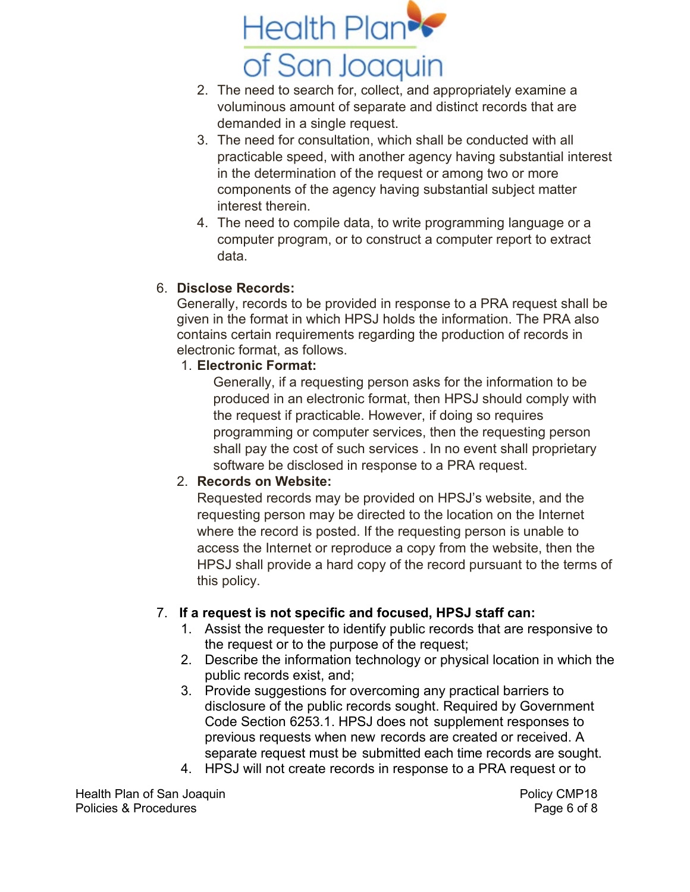2. The need to search for, collect, and appropriately examine a voluminous amount of separate and distinct records that are demanded in a single request.
3. The need for consultation, which shall be conducted with all practicable speed, with another agency having substantial interest in the determination of the request or among two or more components of the agency having substantial subject matter interest therein.
4. The need to compile data, to write programming language or a computer program, or to construct a computer report to extract data.

6. **Disclose Records:**
   Generally, records to be provided in response to a PRA request shall be given in the format in which HPSJ holds the information. The PRA also contains certain requirements regarding the production of records in electronic format, as follows.
   1. **Electronic Format:**
      Generally, if a requesting person asks for the information to be produced in an electronic format, then HPSJ should comply with the request if practicable. However, if doing so requires programming or computer services, then the requesting person shall pay the cost of such services . In no event shall proprietary software be disclosed in response to a PRA request.
   2. **Records on Website:**
      Requested records may be provided on HPSJ's website, and the requesting person may be directed to the location on the Internet where the record is posted. If the requesting person is unable to access the Internet or reproduce a copy from the website, then the HPSJ shall provide a hard copy of the record pursuant to the terms of this policy.

7. **If a request is not specific and focused, HPSJ staff can:**
   1. Assist the requester to identify public records that are responsive to the request or to the purpose of the request;
   2. Describe the information technology or physical location in which the public records exist, and;
   3. Provide suggestions for overcoming any practical barriers to disclosure of the public records sought. Required by Government Code Section 6253.1. HPSJ does not supplement responses to previous requests when new records are created or received. A separate request must be submitted each time records are sought.
   4. HPSJ will not create records in response to a PRA request or to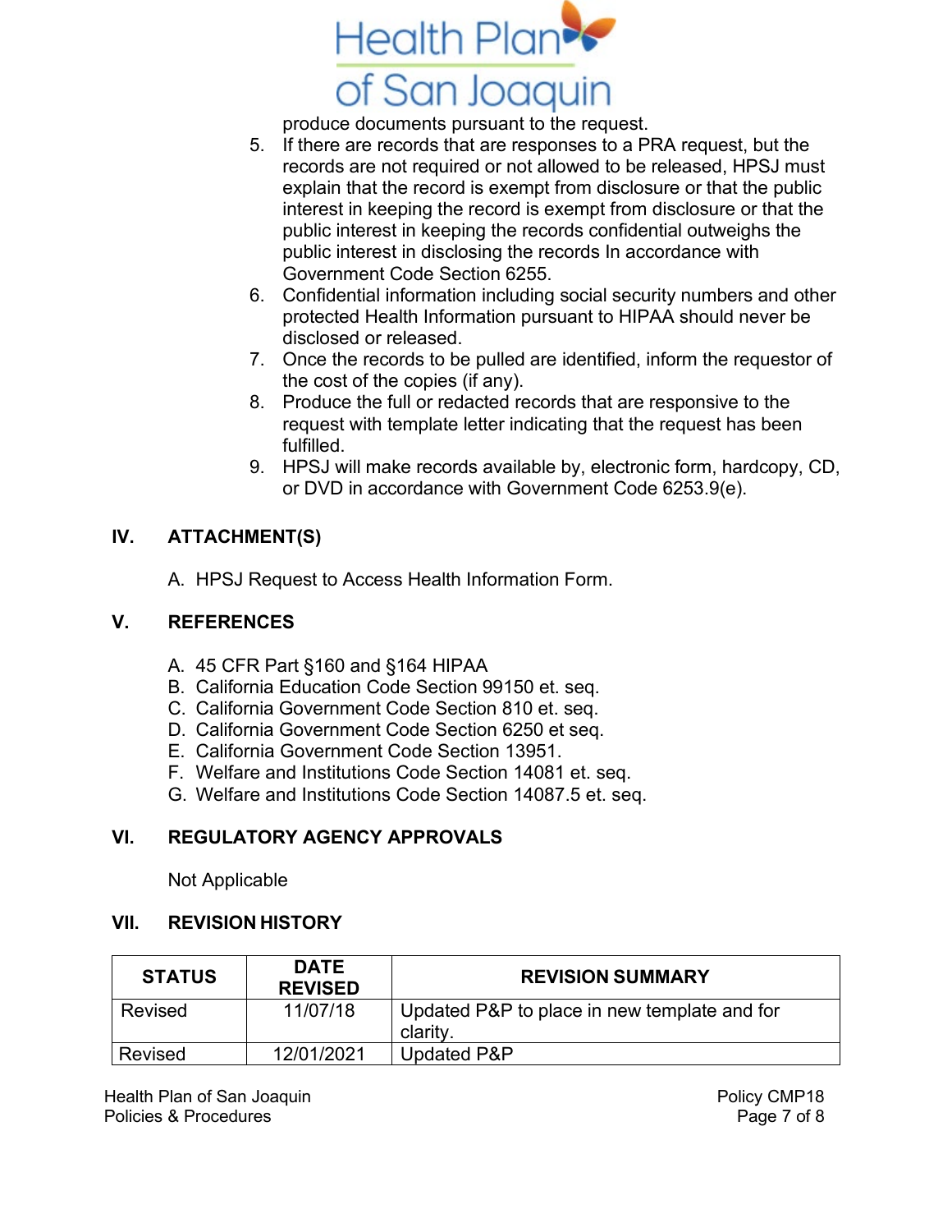produce documents pursuant to the request.

5. If there are records that are responses to a PRA request, but the records are not required or not allowed to be released, HPSJ must explain that the record is exempt from disclosure or that the public interest in keeping the record is exempt from disclosure or that the public interest in keeping the records confidential outweighs the public interest in disclosing the records In accordance with Government Code Section 6255.
6. Confidential information including social security numbers and other protected Health Information pursuant to HIPAA should never be disclosed or released.
7. Once the records to be pulled are identified, inform the requestor of the cost of the copies (if any).
8. Produce the full or redacted records that are responsive to the request with template letter indicating that the request has been fulfilled.
9. HPSJ will make records available by, electronic form, hardcopy, CD, or DVD in accordance with Government Code 6253.9(e).

## IV. ATTACHMENT(S)

A. HPSJ Request to Access Health Information Form.

## V. REFERENCES

A. 45 CFR Part §160 and §164 HIPAA
B. California Education Code Section 99150 et. seq.
C. California Government Code Section 810 et. seq.
D. California Government Code Section 6250 et seq.
E. California Government Code Section 13951.
F. Welfare and Institutions Code Section 14081 et. seq.
G. Welfare and Institutions Code Section 14087.5 et. seq.

## VI. REGULATORY AGENCY APPROVALS

Not Applicable

## VII. REVISION HISTORY

| STATUS | DATE REVISED | REVISION SUMMARY |
|---|---|---|
| Revised | 11/07/18 | Updated P&P to place in new template and for clarity. |
| Revised | 12/01/2021 | Updated P&P |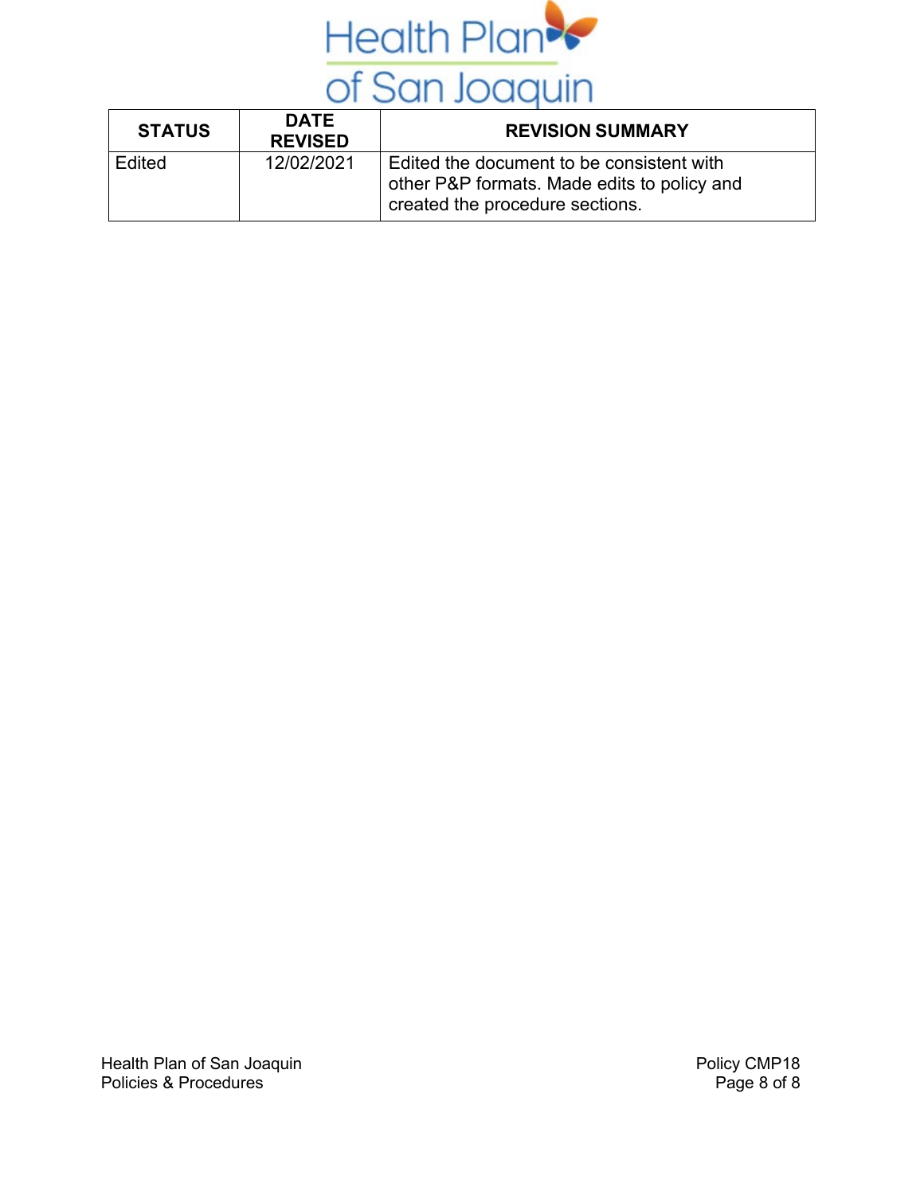| STATUS | DATE REVISED | REVISION SUMMARY |
|---|---|---|
| Edited | 12/02/2021 | Edited the document to be consistent with other P&P formats. Made edits to policy and created the procedure sections. |